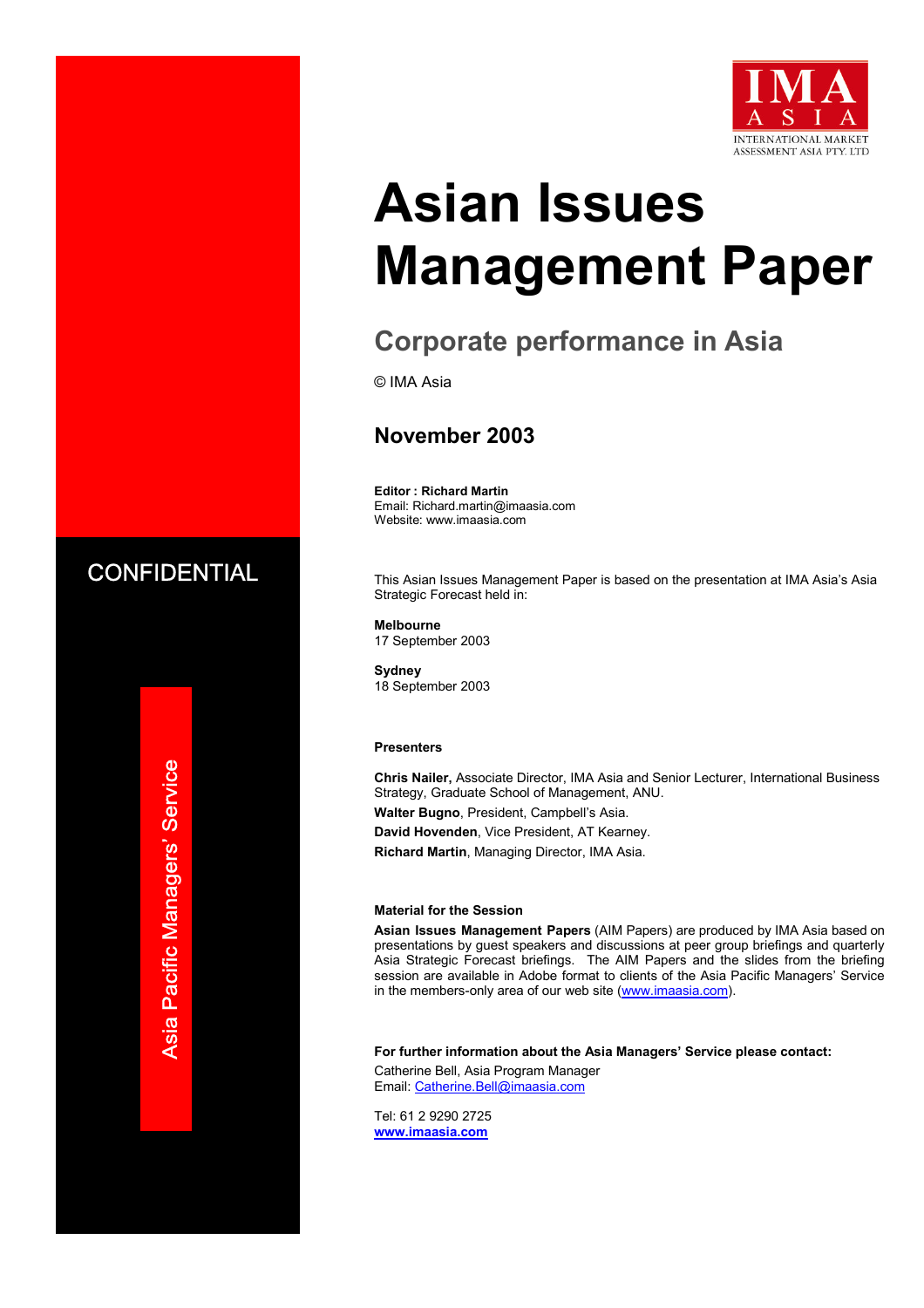IMA ASIA
INTERNATIONAL MARKET ASSESSMENT ASIA PTY. LTD

# Asian Issues Management Paper

## Corporate performance in Asia

© IMA Asia

### November 2003

**Editor : Richard Martin**
Email: Richard.martin@imaasia.com
Website: www.imaasia.com

CONFIDENTIAL

Asia Pacific Managers' Service

This Asian Issues Management Paper is based on the presentation at IMA Asia's Asia Strategic Forecast held in:

**Melbourne**
17 September 2003

**Sydney**
18 September 2003

**Presenters**

**Chris Nailer,** Associate Director, IMA Asia and Senior Lecturer, International Business Strategy, Graduate School of Management, ANU.

**Walter Bugno**, President, Campbell's Asia.

**David Hovenden**, Vice President, AT Kearney.

**Richard Martin**, Managing Director, IMA Asia.

**Material for the Session**

**Asian Issues Management Papers** (AIM Papers) are produced by IMA Asia based on presentations by guest speakers and discussions at peer group briefings and quarterly Asia Strategic Forecast briefings. The AIM Papers and the slides from the briefing session are available in Adobe format to clients of the Asia Pacific Managers' Service in the members-only area of our web site (www.imaasia.com).

**For further information about the Asia Managers' Service please contact:**

Catherine Bell, Asia Program Manager
Email: Catherine.Bell@imaasia.com

Tel: 61 2 9290 2725
**www.imaasia.com**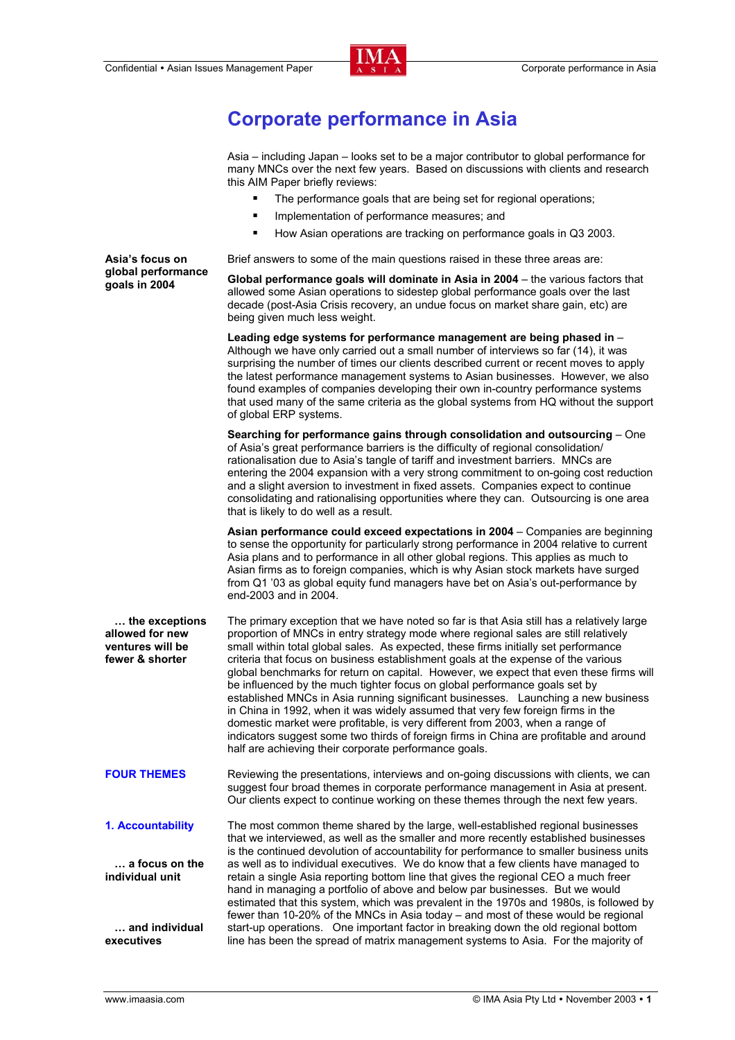# Corporate performance in Asia

Asia – including Japan – looks set to be a major contributor to global performance for many MNCs over the next few years. Based on discussions with clients and research this AIM Paper briefly reviews:

- The performance goals that are being set for regional operations;
- Implementation of performance measures; and
- How Asian operations are tracking on performance goals in Q3 2003.

**Asia's focus on global performance goals in 2004**

Brief answers to some of the main questions raised in these three areas are:

**Global performance goals will dominate in Asia in 2004** – the various factors that allowed some Asian operations to sidestep global performance goals over the last decade (post-Asia Crisis recovery, an undue focus on market share gain, etc) are being given much less weight.

**Leading edge systems for performance management are being phased in** – Although we have only carried out a small number of interviews so far (14), it was surprising the number of times our clients described current or recent moves to apply the latest performance management systems to Asian businesses. However, we also found examples of companies developing their own in-country performance systems that used many of the same criteria as the global systems from HQ without the support of global ERP systems.

**Searching for performance gains through consolidation and outsourcing** – One of Asia's great performance barriers is the difficulty of regional consolidation/ rationalisation due to Asia's tangle of tariff and investment barriers. MNCs are entering the 2004 expansion with a very strong commitment to on-going cost reduction and a slight aversion to investment in fixed assets. Companies expect to continue consolidating and rationalising opportunities where they can. Outsourcing is one area that is likely to do well as a result.

**Asian performance could exceed expectations in 2004** – Companies are beginning to sense the opportunity for particularly strong performance in 2004 relative to current Asia plans and to performance in all other global regions. This applies as much to Asian firms as to foreign companies, which is why Asian stock markets have surged from Q1 '03 as global equity fund managers have bet on Asia's out-performance by end-2003 and in 2004.

**… the exceptions allowed for new ventures will be fewer & shorter**

The primary exception that we have noted so far is that Asia still has a relatively large proportion of MNCs in entry strategy mode where regional sales are still relatively small within total global sales. As expected, these firms initially set performance criteria that focus on business establishment goals at the expense of the various global benchmarks for return on capital. However, we expect that even these firms will be influenced by the much tighter focus on global performance goals set by established MNCs in Asia running significant businesses. Launching a new business in China in 1992, when it was widely assumed that very few foreign firms in the domestic market were profitable, is very different from 2003, when a range of indicators suggest some two thirds of foreign firms in China are profitable and around half are achieving their corporate performance goals.

## FOUR THEMES

Reviewing the presentations, interviews and on-going discussions with clients, we can suggest four broad themes in corporate performance management in Asia at present. Our clients expect to continue working on these themes through the next few years.

### 1. Accountability

**… a focus on the individual unit**

**… and individual executives**

The most common theme shared by the large, well-established regional businesses that we interviewed, as well as the smaller and more recently established businesses is the continued devolution of accountability for performance to smaller business units as well as to individual executives. We do know that a few clients have managed to retain a single Asia reporting bottom line that gives the regional CEO a much freer hand in managing a portfolio of above and below par businesses. But we would estimated that this system, which was prevalent in the 1970s and 1980s, is followed by fewer than 10-20% of the MNCs in Asia today – and most of these would be regional start-up operations. One important factor in breaking down the old regional bottom line has been the spread of matrix management systems to Asia. For the majority of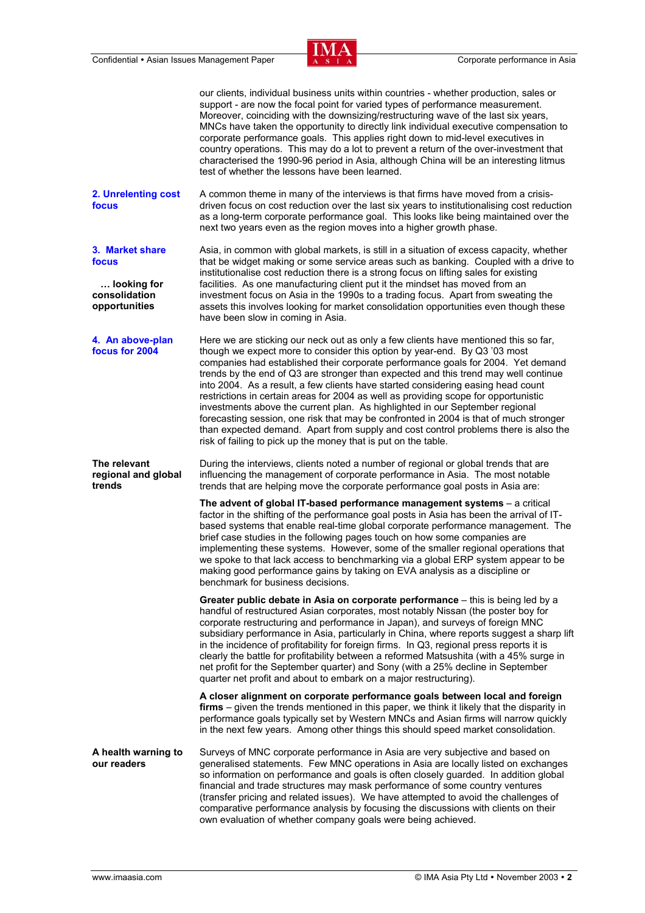our clients, individual business units within countries - whether production, sales or support - are now the focal point for varied types of performance measurement. Moreover, coinciding with the downsizing/restructuring wave of the last six years, MNCs have taken the opportunity to directly link individual executive compensation to corporate performance goals. This applies right down to mid-level executives in country operations. This may do a lot to prevent a return of the over-investment that characterised the 1990-96 period in Asia, although China will be an interesting litmus test of whether the lessons have been learned.

### 2. Unrelenting cost focus

A common theme in many of the interviews is that firms have moved from a crisis-driven focus on cost reduction over the last six years to institutionalising cost reduction as a long-term corporate performance goal. This looks like being maintained over the next two years even as the region moves into a higher growth phase.

### 3. Market share focus

**… looking for consolidation opportunities**

Asia, in common with global markets, is still in a situation of excess capacity, whether that be widget making or some service areas such as banking. Coupled with a drive to institutionalise cost reduction there is a strong focus on lifting sales for existing facilities. As one manufacturing client put it the mindset has moved from an investment focus on Asia in the 1990s to a trading focus. Apart from sweating the assets this involves looking for market consolidation opportunities even though these have been slow in coming in Asia.

### 4. An above-plan focus for 2004

Here we are sticking our neck out as only a few clients have mentioned this so far, though we expect more to consider this option by year-end. By Q3 '03 most companies had established their corporate performance goals for 2004. Yet demand trends by the end of Q3 are stronger than expected and this trend may well continue into 2004. As a result, a few clients have started considering easing head count restrictions in certain areas for 2004 as well as providing scope for opportunistic investments above the current plan. As highlighted in our September regional forecasting session, one risk that may be confronted in 2004 is that of much stronger than expected demand. Apart from supply and cost control problems there is also the risk of failing to pick up the money that is put on the table.

### The relevant regional and global trends

During the interviews, clients noted a number of regional or global trends that are influencing the management of corporate performance in Asia. The most notable trends that are helping move the corporate performance goal posts in Asia are:

**The advent of global IT-based performance management systems** – a critical factor in the shifting of the performance goal posts in Asia has been the arrival of IT-based systems that enable real-time global corporate performance management. The brief case studies in the following pages touch on how some companies are implementing these systems. However, some of the smaller regional operations that we spoke to that lack access to benchmarking via a global ERP system appear to be making good performance gains by taking on EVA analysis as a discipline or benchmark for business decisions.

**Greater public debate in Asia on corporate performance** – this is being led by a handful of restructured Asian corporates, most notably Nissan (the poster boy for corporate restructuring and performance in Japan), and surveys of foreign MNC subsidiary performance in Asia, particularly in China, where reports suggest a sharp lift in the incidence of profitability for foreign firms. In Q3, regional press reports it is clearly the battle for profitability between a reformed Matsushita (with a 45% surge in net profit for the September quarter) and Sony (with a 25% decline in September quarter net profit and about to embark on a major restructuring).

**A closer alignment on corporate performance goals between local and foreign firms** – given the trends mentioned in this paper, we think it likely that the disparity in performance goals typically set by Western MNCs and Asian firms will narrow quickly in the next few years. Among other things this should speed market consolidation.

### A health warning to our readers

Surveys of MNC corporate performance in Asia are very subjective and based on generalised statements. Few MNC operations in Asia are locally listed on exchanges so information on performance and goals is often closely guarded. In addition global financial and trade structures may mask performance of some country ventures (transfer pricing and related issues). We have attempted to avoid the challenges of comparative performance analysis by focusing the discussions with clients on their own evaluation of whether company goals were being achieved.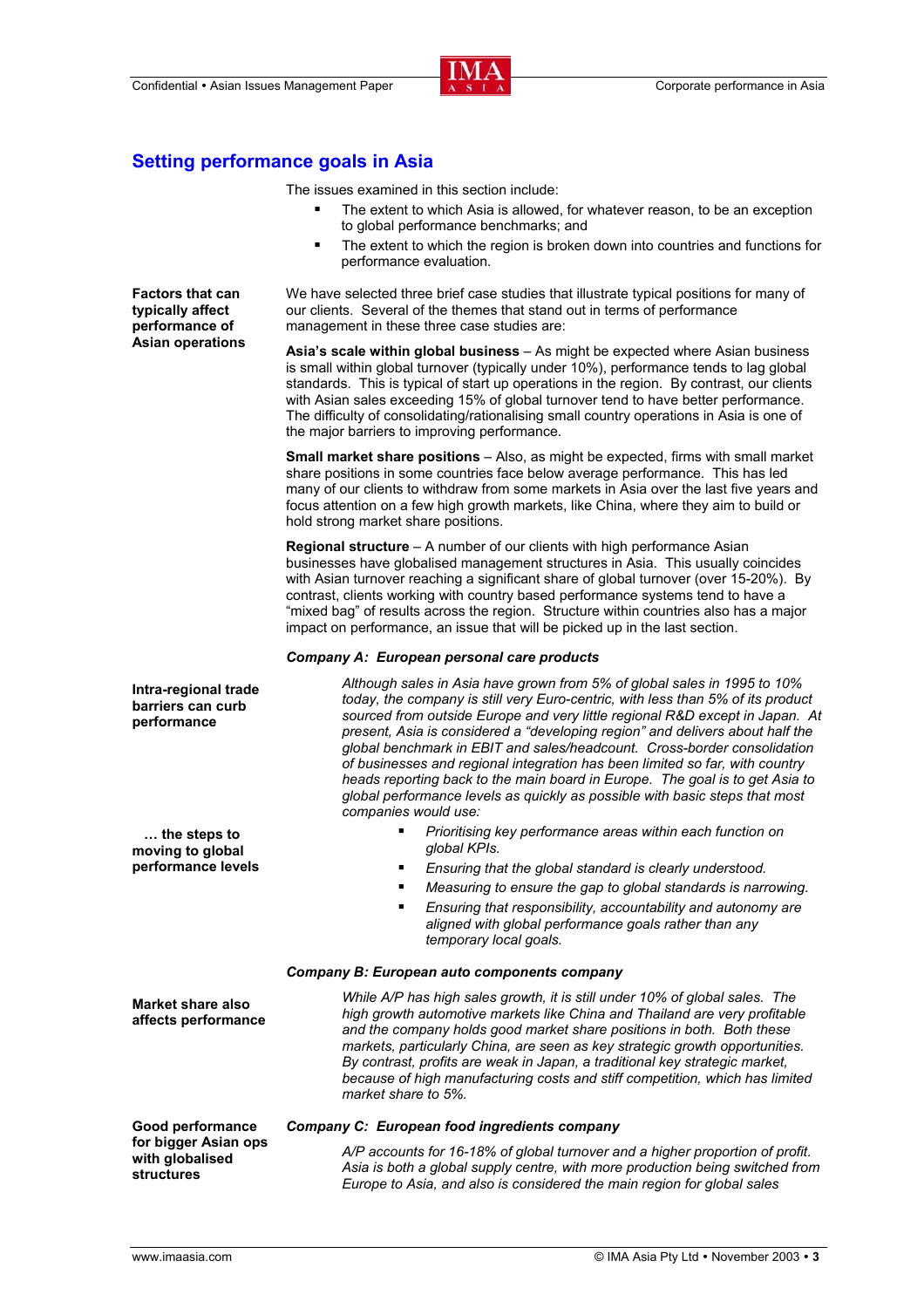## Setting performance goals in Asia

The issues examined in this section include:

- The extent to which Asia is allowed, for whatever reason, to be an exception to global performance benchmarks; and
- The extent to which the region is broken down into countries and functions for performance evaluation.

**Factors that can typically affect performance of Asian operations**

We have selected three brief case studies that illustrate typical positions for many of our clients. Several of the themes that stand out in terms of performance management in these three case studies are:

**Asia's scale within global business** – As might be expected where Asian business is small within global turnover (typically under 10%), performance tends to lag global standards. This is typical of start up operations in the region. By contrast, our clients with Asian sales exceeding 15% of global turnover tend to have better performance. The difficulty of consolidating/rationalising small country operations in Asia is one of the major barriers to improving performance.

**Small market share positions** – Also, as might be expected, firms with small market share positions in some countries face below average performance. This has led many of our clients to withdraw from some markets in Asia over the last five years and focus attention on a few high growth markets, like China, where they aim to build or hold strong market share positions.

**Regional structure** – A number of our clients with high performance Asian businesses have globalised management structures in Asia. This usually coincides with Asian turnover reaching a significant share of global turnover (over 15-20%). By contrast, clients working with country based performance systems tend to have a "mixed bag" of results across the region. Structure within countries also has a major impact on performance, an issue that will be picked up in the last section.

***Company A: European personal care products***

**Intra-regional trade barriers can curb performance**

*Although sales in Asia have grown from 5% of global sales in 1995 to 10% today, the company is still very Euro-centric, with less than 5% of its product sourced from outside Europe and very little regional R&D except in Japan. At present, Asia is considered a "developing region" and delivers about half the global benchmark in EBIT and sales/headcount. Cross-border consolidation of businesses and regional integration has been limited so far, with country heads reporting back to the main board in Europe. The goal is to get Asia to global performance levels as quickly as possible with basic steps that most companies would use:*

**… the steps to moving to global performance levels**

- *Prioritising key performance areas within each function on global KPIs.*
- *Ensuring that the global standard is clearly understood.*
- *Measuring to ensure the gap to global standards is narrowing.*
- *Ensuring that responsibility, accountability and autonomy are aligned with global performance goals rather than any temporary local goals.*

***Company B: European auto components company***

**Market share also affects performance**

*While A/P has high sales growth, it is still under 10% of global sales. The high growth automotive markets like China and Thailand are very profitable and the company holds good market share positions in both. Both these markets, particularly China, are seen as key strategic growth opportunities. By contrast, profits are weak in Japan, a traditional key strategic market, because of high manufacturing costs and stiff competition, which has limited market share to 5%.*

***Company C: European food ingredients company***

**Good performance for bigger Asian ops with globalised structures**

*A/P accounts for 16-18% of global turnover and a higher proportion of profit. Asia is both a global supply centre, with more production being switched from Europe to Asia, and also is considered the main region for global sales*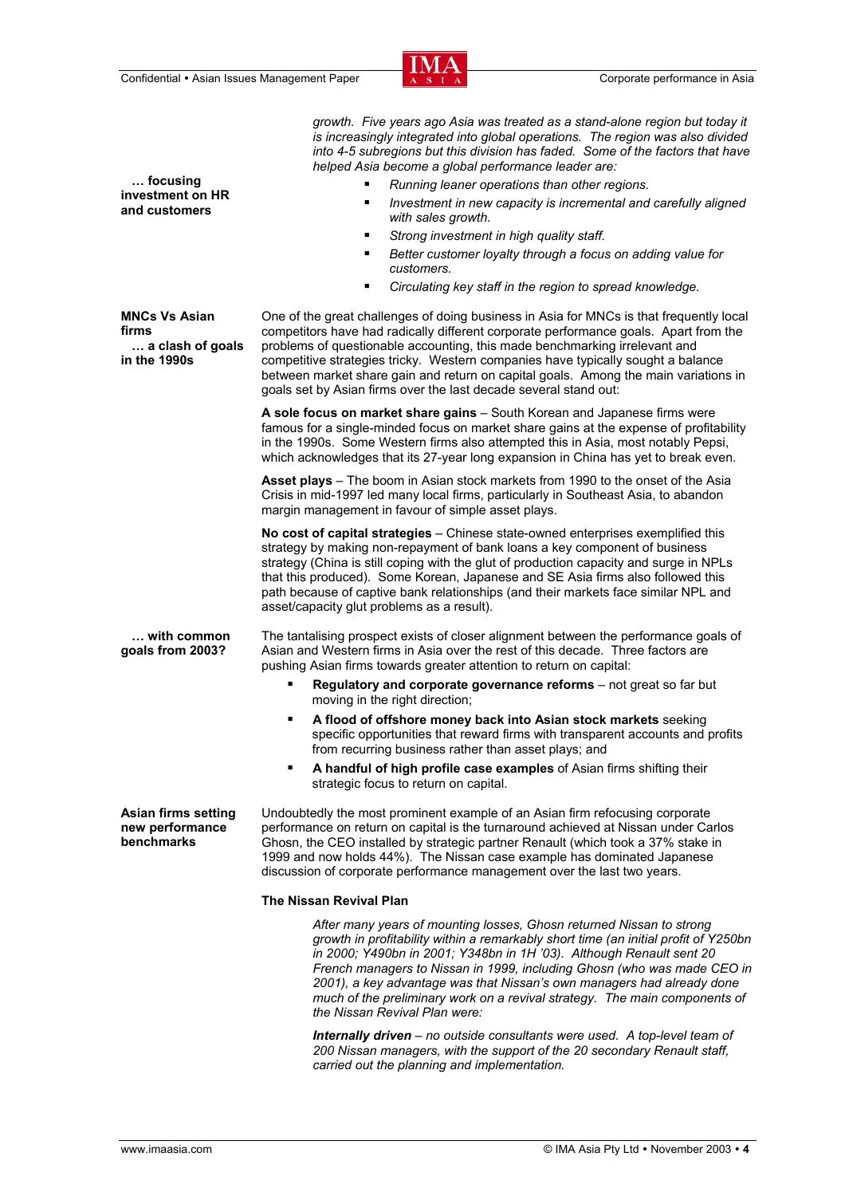*growth. Five years ago Asia was treated as a stand-alone region but today it is increasingly integrated into global operations. The region was also divided into 4-5 subregions but this division has faded. Some of the factors that have helped Asia become a global performance leader are:*

**… focusing investment on HR and customers**

- *Running leaner operations than other regions.*
- *Investment in new capacity is incremental and carefully aligned with sales growth.*
- *Strong investment in high quality staff.*
- *Better customer loyalty through a focus on adding value for customers.*
- *Circulating key staff in the region to spread knowledge.*

**MNCs Vs Asian firms … a clash of goals in the 1990s**

One of the great challenges of doing business in Asia for MNCs is that frequently local competitors have had radically different corporate performance goals. Apart from the problems of questionable accounting, this made benchmarking irrelevant and competitive strategies tricky. Western companies have typically sought a balance between market share gain and return on capital goals. Among the main variations in goals set by Asian firms over the last decade several stand out:

**A sole focus on market share gains** – South Korean and Japanese firms were famous for a single-minded focus on market share gains at the expense of profitability in the 1990s. Some Western firms also attempted this in Asia, most notably Pepsi, which acknowledges that its 27-year long expansion in China has yet to break even.

**Asset plays** – The boom in Asian stock markets from 1990 to the onset of the Asia Crisis in mid-1997 led many local firms, particularly in Southeast Asia, to abandon margin management in favour of simple asset plays.

**No cost of capital strategies** – Chinese state-owned enterprises exemplified this strategy by making non-repayment of bank loans a key component of business strategy (China is still coping with the glut of production capacity and surge in NPLs that this produced). Some Korean, Japanese and SE Asia firms also followed this path because of captive bank relationships (and their markets face similar NPL and asset/capacity glut problems as a result).

**… with common goals from 2003?**

The tantalising prospect exists of closer alignment between the performance goals of Asian and Western firms in Asia over the rest of this decade. Three factors are pushing Asian firms towards greater attention to return on capital:

- **Regulatory and corporate governance reforms** – not great so far but moving in the right direction;
- **A flood of offshore money back into Asian stock markets** seeking specific opportunities that reward firms with transparent accounts and profits from recurring business rather than asset plays; and
- **A handful of high profile case examples** of Asian firms shifting their strategic focus to return on capital.

**Asian firms setting new performance benchmarks**

Undoubtedly the most prominent example of an Asian firm refocusing corporate performance on return on capital is the turnaround achieved at Nissan under Carlos Ghosn, the CEO installed by strategic partner Renault (which took a 37% stake in 1999 and now holds 44%). The Nissan case example has dominated Japanese discussion of corporate performance management over the last two years.

**The Nissan Revival Plan**

*After many years of mounting losses, Ghosn returned Nissan to strong growth in profitability within a remarkably short time (an initial profit of Y250bn in 2000; Y490bn in 2001; Y348bn in 1H '03). Although Renault sent 20 French managers to Nissan in 1999, including Ghosn (who was made CEO in 2001), a key advantage was that Nissan's own managers had already done much of the preliminary work on a revival strategy. The main components of the Nissan Revival Plan were:*

***Internally driven** – no outside consultants were used. A top-level team of 200 Nissan managers, with the support of the 20 secondary Renault staff, carried out the planning and implementation.*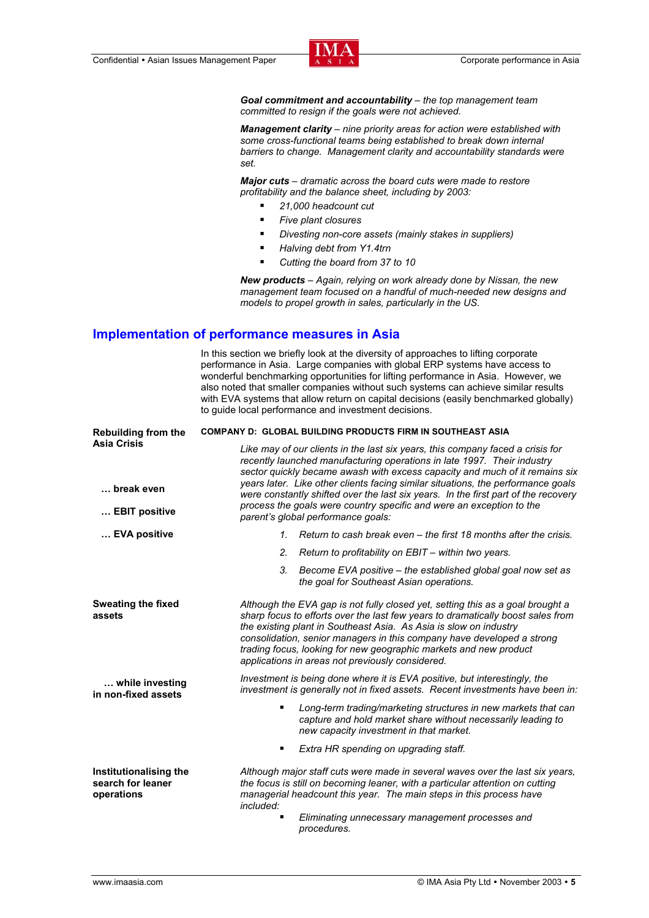***Goal commitment and accountability*** *– the top management team committed to resign if the goals were not achieved.*

***Management clarity*** *– nine priority areas for action were established with some cross-functional teams being established to break down internal barriers to change. Management clarity and accountability standards were set.*

***Major cuts*** *– dramatic across the board cuts were made to restore profitability and the balance sheet, including by 2003:*

- *21,000 headcount cut*
- *Five plant closures*
- *Divesting non-core assets (mainly stakes in suppliers)*
- *Halving debt from Y1.4trn*
- *Cutting the board from 37 to 10*

***New products*** *– Again, relying on work already done by Nissan, the new management team focused on a handful of much-needed new designs and models to propel growth in sales, particularly in the US.*

## Implementation of performance measures in Asia

In this section we briefly look at the diversity of approaches to lifting corporate performance in Asia. Large companies with global ERP systems have access to wonderful benchmarking opportunities for lifting performance in Asia. However, we also noted that smaller companies without such systems can achieve similar results with EVA systems that allow return on capital decisions (easily benchmarked globally) to guide local performance and investment decisions.

### COMPANY D: GLOBAL BUILDING PRODUCTS FIRM IN SOUTHEAST ASIA

**Rebuilding from the Asia Crisis**

**… break even**

**… EBIT positive**

**… EVA positive**

*Like may of our clients in the last six years, this company faced a crisis for recently launched manufacturing operations in late 1997. Their industry sector quickly became awash with excess capacity and much of it remains six years later. Like other clients facing similar situations, the performance goals were constantly shifted over the last six years. In the first part of the recovery process the goals were country specific and were an exception to the parent's global performance goals:*

1. *Return to cash break even – the first 18 months after the crisis.*
2. *Return to profitability on EBIT – within two years.*
3. *Become EVA positive – the established global goal now set as the goal for Southeast Asian operations.*

**Sweating the fixed assets**

*Although the EVA gap is not fully closed yet, setting this as a goal brought a sharp focus to efforts over the last few years to dramatically boost sales from the existing plant in Southeast Asia. As Asia is slow on industry consolidation, senior managers in this company have developed a strong trading focus, looking for new geographic markets and new product applications in areas not previously considered.*

**… while investing in non-fixed assets**

*Investment is being done where it is EVA positive, but interestingly, the investment is generally not in fixed assets. Recent investments have been in:*

- *Long-term trading/marketing structures in new markets that can capture and hold market share without necessarily leading to new capacity investment in that market.*
- *Extra HR spending on upgrading staff.*

**Institutionalising the search for leaner operations**

*Although major staff cuts were made in several waves over the last six years, the focus is still on becoming leaner, with a particular attention on cutting managerial headcount this year. The main steps in this process have included:*

- *Eliminating unnecessary management processes and procedures.*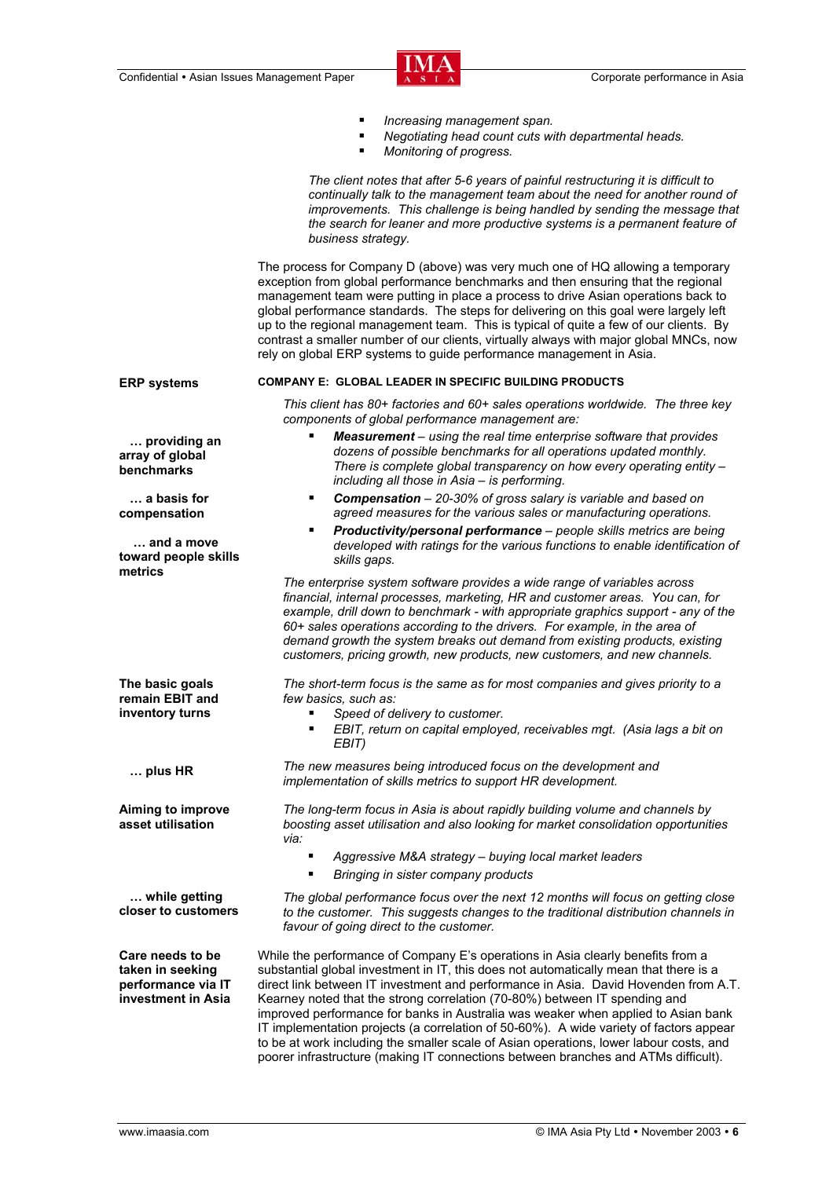- *Increasing management span.*
- *Negotiating head count cuts with departmental heads.*
- *Monitoring of progress.*

*The client notes that after 5-6 years of painful restructuring it is difficult to continually talk to the management team about the need for another round of improvements. This challenge is being handled by sending the message that the search for leaner and more productive systems is a permanent feature of business strategy.*

The process for Company D (above) was very much one of HQ allowing a temporary exception from global performance benchmarks and then ensuring that the regional management team were putting in place a process to drive Asian operations back to global performance standards. The steps for delivering on this goal were largely left up to the regional management team. This is typical of quite a few of our clients. By contrast a smaller number of our clients, virtually always with major global MNCs, now rely on global ERP systems to guide performance management in Asia.

**ERP systems**

#### COMPANY E: GLOBAL LEADER IN SPECIFIC BUILDING PRODUCTS

*This client has 80+ factories and 60+ sales operations worldwide. The three key components of global performance management are:*

**… providing an array of global benchmarks**

**… a basis for compensation**

**… and a move toward people skills metrics**

- ***Measurement** – using the real time enterprise software that provides dozens of possible benchmarks for all operations updated monthly. There is complete global transparency on how every operating entity – including all those in Asia – is performing.*
- ***Compensation** – 20-30% of gross salary is variable and based on agreed measures for the various sales or manufacturing operations.*
- ***Productivity/personal performance** – people skills metrics are being developed with ratings for the various functions to enable identification of skills gaps.*

*The enterprise system software provides a wide range of variables across financial, internal processes, marketing, HR and customer areas. You can, for example, drill down to benchmark - with appropriate graphics support - any of the 60+ sales operations according to the drivers. For example, in the area of demand growth the system breaks out demand from existing products, existing customers, pricing growth, new products, new customers, and new channels.*

**The basic goals remain EBIT and inventory turns**

*The short-term focus is the same as for most companies and gives priority to a few basics, such as:*

- *Speed of delivery to customer.*
- *EBIT, return on capital employed, receivables mgt. (Asia lags a bit on EBIT)*

**… plus HR**

*The new measures being introduced focus on the development and implementation of skills metrics to support HR development.*

**Aiming to improve asset utilisation**

*The long-term focus in Asia is about rapidly building volume and channels by boosting asset utilisation and also looking for market consolidation opportunities via:*

- *Aggressive M&A strategy – buying local market leaders*
- *Bringing in sister company products*

**… while getting closer to customers**

*The global performance focus over the next 12 months will focus on getting close to the customer. This suggests changes to the traditional distribution channels in favour of going direct to the customer.*

**Care needs to be taken in seeking performance via IT investment in Asia**

While the performance of Company E's operations in Asia clearly benefits from a substantial global investment in IT, this does not automatically mean that there is a direct link between IT investment and performance in Asia. David Hovenden from A.T. Kearney noted that the strong correlation (70-80%) between IT spending and improved performance for banks in Australia was weaker when applied to Asian bank IT implementation projects (a correlation of 50-60%). A wide variety of factors appear to be at work including the smaller scale of Asian operations, lower labour costs, and poorer infrastructure (making IT connections between branches and ATMs difficult).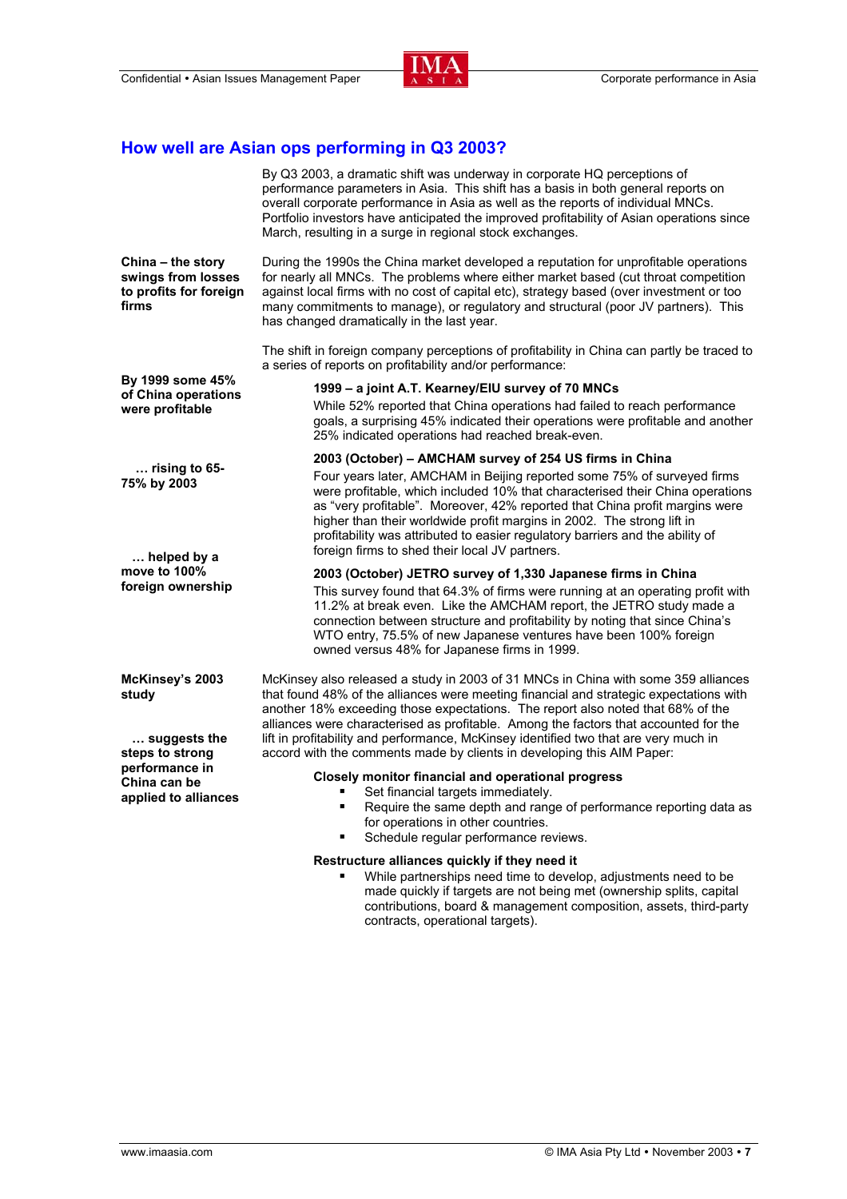## How well are Asian ops performing in Q3 2003?

By Q3 2003, a dramatic shift was underway in corporate HQ perceptions of performance parameters in Asia. This shift has a basis in both general reports on overall corporate performance in Asia as well as the reports of individual MNCs. Portfolio investors have anticipated the improved profitability of Asian operations since March, resulting in a surge in regional stock exchanges.

**China – the story swings from losses to profits for foreign firms**

During the 1990s the China market developed a reputation for unprofitable operations for nearly all MNCs. The problems where either market based (cut throat competition against local firms with no cost of capital etc), strategy based (over investment or too many commitments to manage), or regulatory and structural (poor JV partners). This has changed dramatically in the last year.

The shift in foreign company perceptions of profitability in China can partly be traced to a series of reports on profitability and/or performance:

**By 1999 some 45% of China operations were profitable**

**1999 – a joint A.T. Kearney/EIU survey of 70 MNCs**

While 52% reported that China operations had failed to reach performance goals, a surprising 45% indicated their operations were profitable and another 25% indicated operations had reached break-even.

**… rising to 65-75% by 2003**

**2003 (October) – AMCHAM survey of 254 US firms in China**

Four years later, AMCHAM in Beijing reported some 75% of surveyed firms were profitable, which included 10% that characterised their China operations as "very profitable". Moreover, 42% reported that China profit margins were higher than their worldwide profit margins in 2002. The strong lift in profitability was attributed to easier regulatory barriers and the ability of foreign firms to shed their local JV partners.

**… helped by a move to 100% foreign ownership**

**2003 (October) JETRO survey of 1,330 Japanese firms in China**

This survey found that 64.3% of firms were running at an operating profit with 11.2% at break even. Like the AMCHAM report, the JETRO study made a connection between structure and profitability by noting that since China's WTO entry, 75.5% of new Japanese ventures have been 100% foreign owned versus 48% for Japanese firms in 1999.

**McKinsey's 2003 study**

McKinsey also released a study in 2003 of 31 MNCs in China with some 359 alliances that found 48% of the alliances were meeting financial and strategic expectations with another 18% exceeding those expectations. The report also noted that 68% of the alliances were characterised as profitable. Among the factors that accounted for the lift in profitability and performance, McKinsey identified two that are very much in accord with the comments made by clients in developing this AIM Paper:

**… suggests the steps to strong performance in China can be applied to alliances**

**Closely monitor financial and operational progress**

- Set financial targets immediately.
- Require the same depth and range of performance reporting data as for operations in other countries.
- Schedule regular performance reviews.

**Restructure alliances quickly if they need it**

- While partnerships need time to develop, adjustments need to be made quickly if targets are not being met (ownership splits, capital contributions, board & management composition, assets, third-party contracts, operational targets).